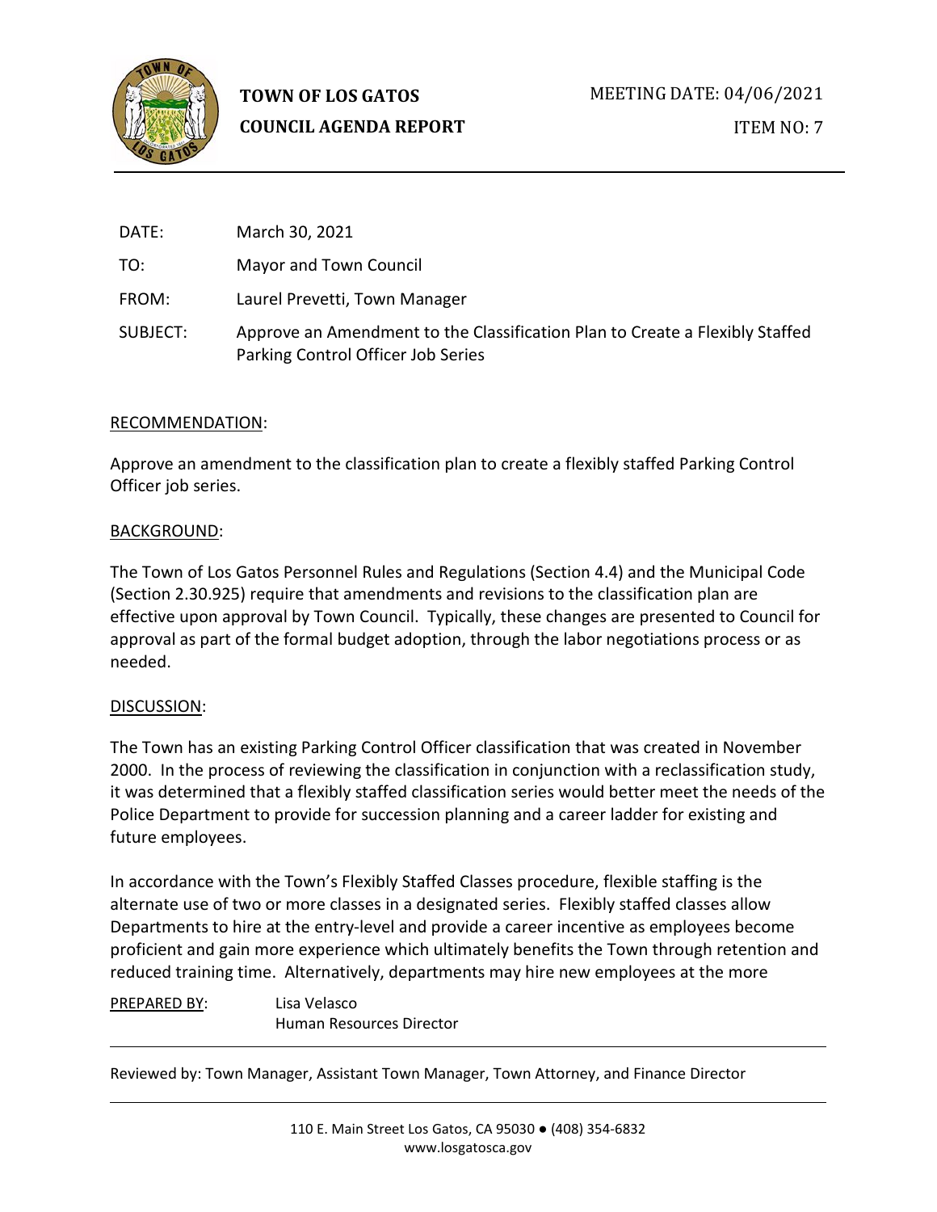**TOWN OF LOS GATOS**
**COUNCIL AGENDA REPORT**

MEETING DATE: 04/06/2021

ITEM NO: 7

| | |
|---|---|
| DATE: | March 30, 2021 |
| TO: | Mayor and Town Council |
| FROM: | Laurel Prevetti, Town Manager |
| SUBJECT: | Approve an Amendment to the Classification Plan to Create a Flexibly Staffed Parking Control Officer Job Series |

RECOMMENDATION:

Approve an amendment to the classification plan to create a flexibly staffed Parking Control Officer job series.

BACKGROUND:

The Town of Los Gatos Personnel Rules and Regulations (Section 4.4) and the Municipal Code (Section 2.30.925) require that amendments and revisions to the classification plan are effective upon approval by Town Council. Typically, these changes are presented to Council for approval as part of the formal budget adoption, through the labor negotiations process or as needed.

DISCUSSION:

The Town has an existing Parking Control Officer classification that was created in November 2000. In the process of reviewing the classification in conjunction with a reclassification study, it was determined that a flexibly staffed classification series would better meet the needs of the Police Department to provide for succession planning and a career ladder for existing and future employees.

In accordance with the Town's Flexibly Staffed Classes procedure, flexible staffing is the alternate use of two or more classes in a designated series. Flexibly staffed classes allow Departments to hire at the entry-level and provide a career incentive as employees become proficient and gain more experience which ultimately benefits the Town through retention and reduced training time. Alternatively, departments may hire new employees at the more

PREPARED BY: Lisa Velasco
Human Resources Director

Reviewed by: Town Manager, Assistant Town Manager, Town Attorney, and Finance Director

110 E. Main Street Los Gatos, CA 95030 ● (408) 354-6832
www.losgatosca.gov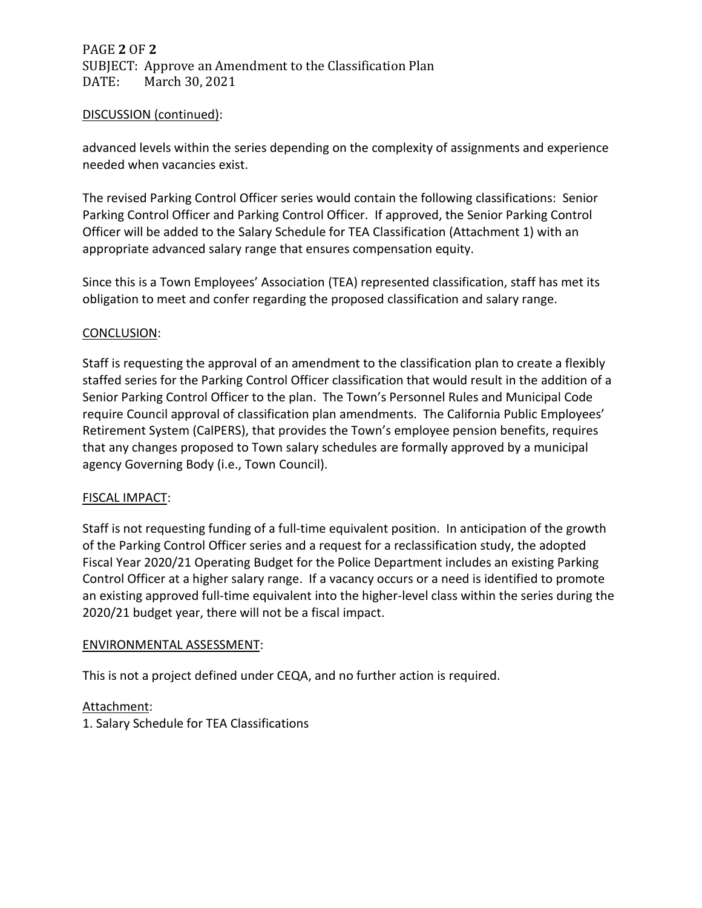DISCUSSION (continued):

advanced levels within the series depending on the complexity of assignments and experience needed when vacancies exist.

The revised Parking Control Officer series would contain the following classifications: Senior Parking Control Officer and Parking Control Officer. If approved, the Senior Parking Control Officer will be added to the Salary Schedule for TEA Classification (Attachment 1) with an appropriate advanced salary range that ensures compensation equity.

Since this is a Town Employees' Association (TEA) represented classification, staff has met its obligation to meet and confer regarding the proposed classification and salary range.

CONCLUSION:

Staff is requesting the approval of an amendment to the classification plan to create a flexibly staffed series for the Parking Control Officer classification that would result in the addition of a Senior Parking Control Officer to the plan. The Town's Personnel Rules and Municipal Code require Council approval of classification plan amendments. The California Public Employees' Retirement System (CalPERS), that provides the Town's employee pension benefits, requires that any changes proposed to Town salary schedules are formally approved by a municipal agency Governing Body (i.e., Town Council).

FISCAL IMPACT:

Staff is not requesting funding of a full-time equivalent position. In anticipation of the growth of the Parking Control Officer series and a request for a reclassification study, the adopted Fiscal Year 2020/21 Operating Budget for the Police Department includes an existing Parking Control Officer at a higher salary range. If a vacancy occurs or a need is identified to promote an existing approved full-time equivalent into the higher-level class within the series during the 2020/21 budget year, there will not be a fiscal impact.

ENVIRONMENTAL ASSESSMENT:

This is not a project defined under CEQA, and no further action is required.

Attachment:

1. Salary Schedule for TEA Classifications